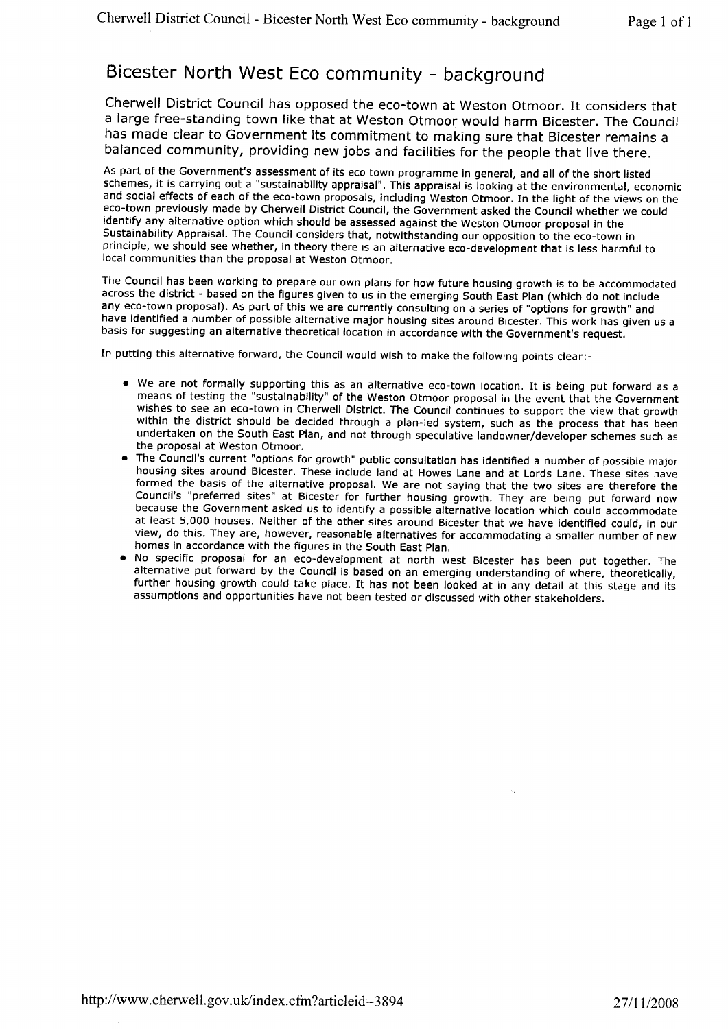# Bicester North West Eco community - background

Cherwell District Council has opposed the eco-town at Weston Otmoor. It considers that a large free-standing town like that at Weston Otmoor would harm Bicester. The Council has made clear to Government its commitment to making sure that Bicester remains a balanced community, providing new jobs and facilities for the people that live there.

As part of the Government's assessment of its eco town programme in general, and all of the short listed schemes, it is carrying out a "sustainability appraisal". This appraisal is looking at the environmental, economic and social effects of each of the eco-town proposals, including Weston Otmoor. In the light of the views on the eco-town previously made by Cherwell District Council, the Government asked the Council whether we could identify any alternative option which should be assessed against the Weston Otmoor proposal in the Sustainability Appraisal. The Council considers that, notwithstanding our opposition to the eco-town in principle, we should see whether, in theory there is an alternative eco-development that is less harmful to local communities than the proposal at Weston Otmoor.

The Council has been working to prepare our own plans for how future housing growth is to be accommodated across the district - based on the figures given to us in the emerging South East Plan (which do not include any eco-town proposal). As part of this we are currently consulting on a series of "options for growth" and have identified a number of possible alternative major housing sites around Bicester. This work has given us a basis for suggesting an alternative theoretical location in accordance with the Government's request.

In putting this alternative forward, the Council would wish to make the following points clear:-

- We are not formally supporting this as an alternative eco-town location. It is being put forward as a means of testing the "sustainability" of the Weston Otmoor proposal in the event that the Government wishes to see an eco-town in Cherwell District. The Council continues to support the view that growth within the district should be decided through a plan-led system, such as the process that has been undertaken on the South East Plan, and not through speculative landowner/developer schemes such as the proposal at Weston Otmoor.
- The Council's current "options for growth" public consultation has identified a number of possible major housing sites around Bicester. These include land at Howes Lane and at Lords Lane. These sites have formed the basis of the alternative proposal. We are not saying that the two sites are therefore the Council's "preferred sites" at Bicester for further housing growth. They are being put forward now because the Government asked us to identify a possible alternative location which could accommodate at least 5,000 houses. Neither of the other sites around Bicester that we have identified could, in our view, do this. They are, however, reasonable alternatives for accommodating a smaller number of new homes in accordance with the figures in the South East Plan.
- No specific proposal for an eco-development at north west Bicester has been put together. The alternative put forward by the Council is based on an emerging understanding of where, theoretically, further housing growth could take place. It has not been looked at in any detail at this stage and its assumptions and opportunities have not been tested or discussed with other stakeholders.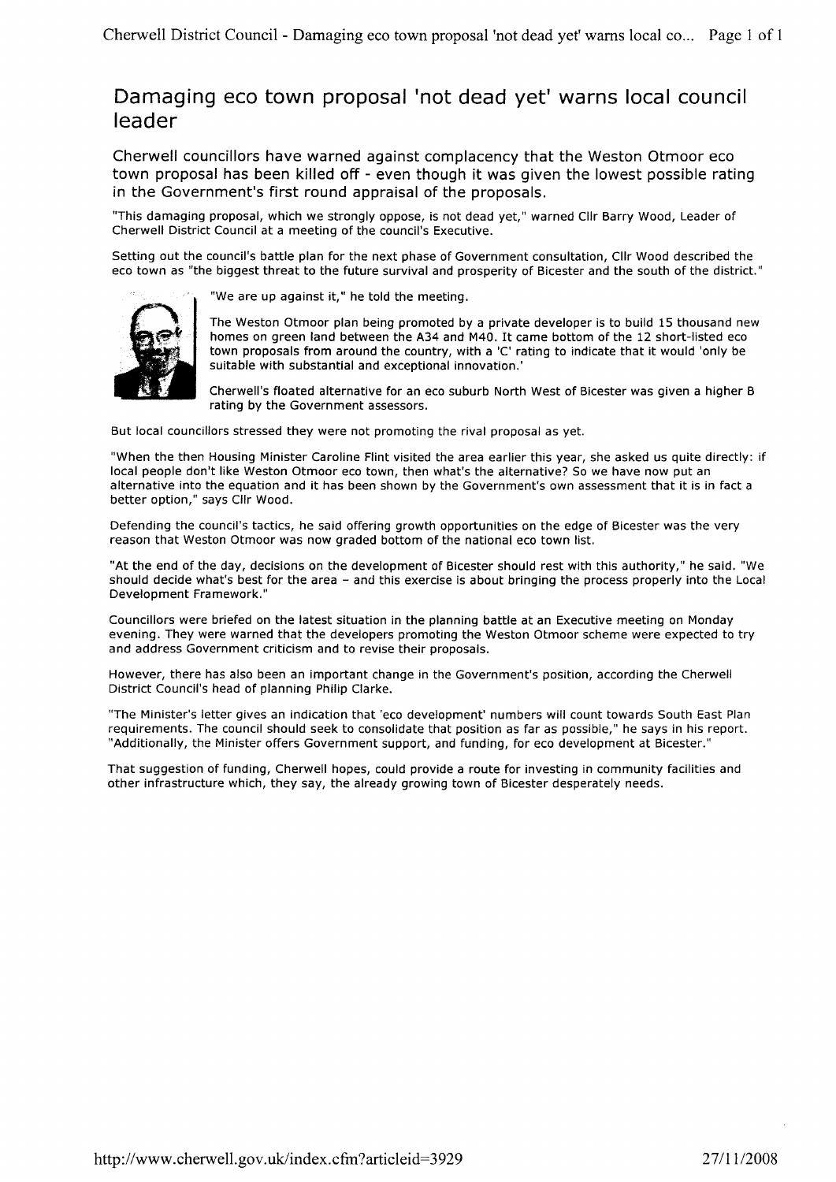# Damaging eco town proposal 'not dead yet' warns local council leader

## Cherwell councillors have warned against complacency that the Weston Otmoor eco town proposal has been killed off - even though it was given the lowest possible rating in the Government's first round appraisal of the proposals.

"This damaging proposal, which we strongly oppose, is not dead yet," warned Cllr Barry Wood, Leader of Cherwell District Council at a meeting of the council's Executive.

Setting out the council's battle plan for the next phase of Government consultation, Cllr Wood described the eco town as "the biggest threat to the future survival and prosperity of Bicester and the south of the district."

"We are up against it," he told the meeting.

The Weston Otmoor plan being promoted by a private developer is to build 15 thousand new homes on green land between the A34 and M40. It came bottom of the 12 short-listed eco town proposals from around the country, with a 'C' rating to indicate that it would 'only be suitable with substantial and exceptional innovation.'

Cherwell's floated alternative for an eco suburb North West of Bicester was given a higher B rating by the Government assessors.

But local councillors stressed they were not promoting the rival proposal as yet.

"When the then Housing Minister Caroline Flint visited the area earlier this year, she asked us quite directly: if local people don't like Weston Otmoor eco town, then what's the alternative? So we have now put an alternative into the equation and it has been shown by the Government's own assessment that it is in fact a better option," says Cllr Wood.

Defending the council's tactics, he said offering growth opportunities on the edge of Bicester was the very reason that Weston Otmoor was now graded bottom of the national eco town list.

"At the end of the day, decisions on the development of Bicester should rest with this authority," he said. "We should decide what's best for the area – and this exercise is about bringing the process properly into the Local Development Framework."

Councillors were briefed on the latest situation in the planning battle at an Executive meeting on Monday evening. They were warned that the developers promoting the Weston Otmoor scheme were expected to try and address Government criticism and to revise their proposals.

However, there has also been an important change in the Government's position, according the Cherwell District Council's head of planning Philip Clarke.

"The Minister's letter gives an indication that 'eco development' numbers will count towards South East Plan requirements. The council should seek to consolidate that position as far as possible," he says in his report. "Additionally, the Minister offers Government support, and funding, for eco development at Bicester."

That suggestion of funding, Cherwell hopes, could provide a route for investing in community facilities and other infrastructure which, they say, the already growing town of Bicester desperately needs.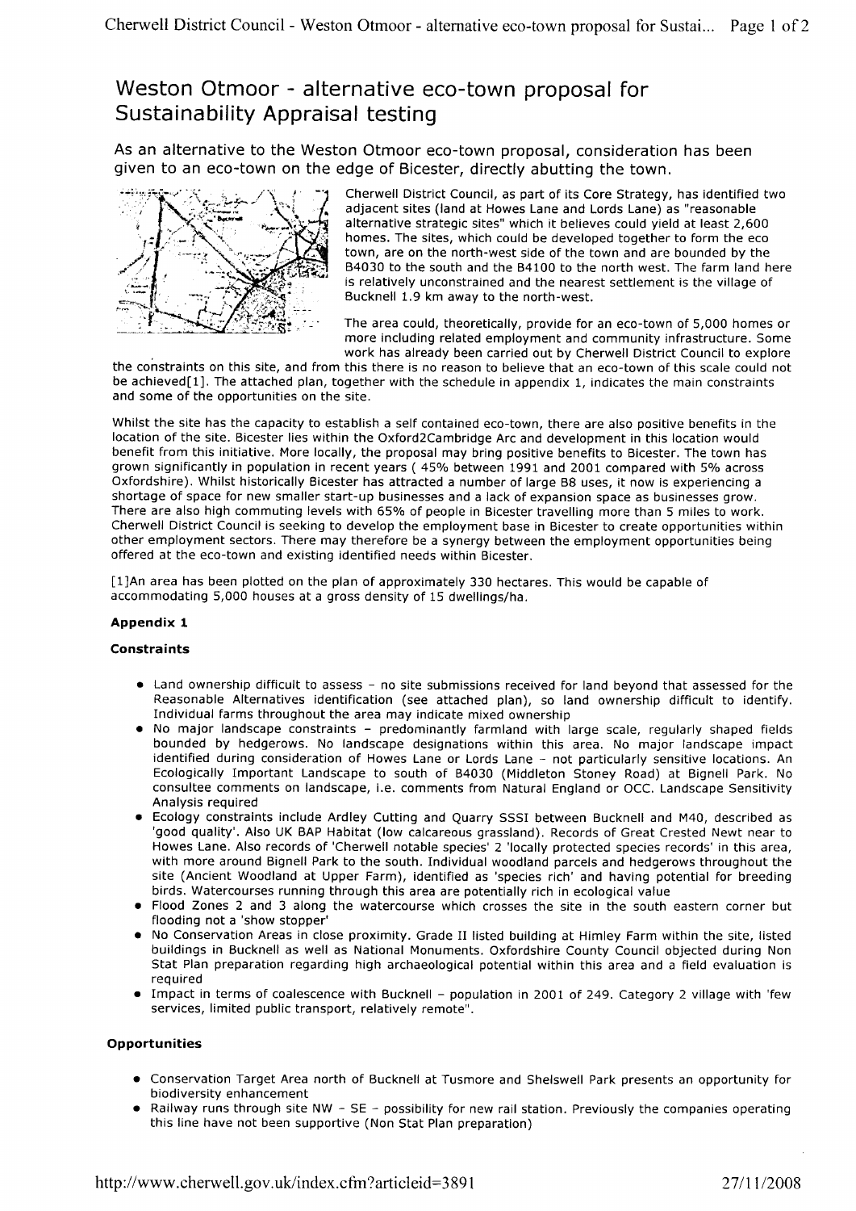# Weston Otmoor - alternative eco-town proposal for Sustainability Appraisal testing

## As an alternative to the Weston Otmoor eco-town proposal, consideration has been given to an eco-town on the edge of Bicester, directly abutting the town.

Cherwell District Council, as part of its Core Strategy, has identified two adjacent sites (land at Howes Lane and Lords Lane) as "reasonable alternative strategic sites" which it believes could yield at least 2,600 homes. The sites, which could be developed together to form the eco town, are on the north-west side of the town and are bounded by the B4030 to the south and the B4100 to the north west. The farm land here is relatively unconstrained and the nearest settlement is the village of Bucknell 1.9 km away to the north-west.

The area could, theoretically, provide for an eco-town of 5,000 homes or more including related employment and community infrastructure. Some work has already been carried out by Cherwell District Council to explore the constraints on this site, and from this there is no reason to believe that an eco-town of this scale could not be achieved[1]. The attached plan, together with the schedule in appendix 1, indicates the main constraints and some of the opportunities on the site.

Whilst the site has the capacity to establish a self contained eco-town, there are also positive benefits in the location of the site. Bicester lies within the Oxford2Cambridge Arc and development in this location would benefit from this initiative. More locally, the proposal may bring positive benefits to Bicester. The town has grown significantly in population in recent years ( 45% between 1991 and 2001 compared with 5% across Oxfordshire). Whilst historically Bicester has attracted a number of large B8 uses, it now is experiencing a shortage of space for new smaller start-up businesses and a lack of expansion space as businesses grow. There are also high commuting levels with 65% of people in Bicester travelling more than 5 miles to work. Cherwell District Council is seeking to develop the employment base in Bicester to create opportunities within other employment sectors. There may therefore be a synergy between the employment opportunities being offered at the eco-town and existing identified needs within Bicester.

[1]An area has been plotted on the plan of approximately 330 hectares. This would be capable of accommodating 5,000 houses at a gross density of 15 dwellings/ha.

### Appendix 1

#### Constraints

- Land ownership difficult to assess – no site submissions received for land beyond that assessed for the Reasonable Alternatives identification (see attached plan), so land ownership difficult to identify. Individual farms throughout the area may indicate mixed ownership
- No major landscape constraints – predominantly farmland with large scale, regularly shaped fields bounded by hedgerows. No landscape designations within this area. No major landscape impact identified during consideration of Howes Lane or Lords Lane – not particularly sensitive locations. An Ecologically Important Landscape to south of B4030 (Middleton Stoney Road) at Bignell Park. No consultee comments on landscape, i.e. comments from Natural England or OCC. Landscape Sensitivity Analysis required
- Ecology constraints include Ardley Cutting and Quarry SSSI between Bucknell and M40, described as 'good quality'. Also UK BAP Habitat (low calcareous grassland). Records of Great Crested Newt near to Howes Lane. Also records of 'Cherwell notable species' 2 'locally protected species records' in this area, with more around Bignell Park to the south. Individual woodland parcels and hedgerows throughout the site (Ancient Woodland at Upper Farm), identified as 'species rich' and having potential for breeding birds. Watercourses running through this area are potentially rich in ecological value
- Flood Zones 2 and 3 along the watercourse which crosses the site in the south eastern corner but flooding not a 'show stopper'
- No Conservation Areas in close proximity. Grade II listed building at Himley Farm within the site, listed buildings in Bucknell as well as National Monuments. Oxfordshire County Council objected during Non Stat Plan preparation regarding high archaeological potential within this area and a field evaluation is required
- Impact in terms of coalescence with Bucknell – population in 2001 of 249. Category 2 village with 'few services, limited public transport, relatively remote".

#### Opportunities

- Conservation Target Area north of Bucknell at Tusmore and Shelswell Park presents an opportunity for biodiversity enhancement
- Railway runs through site NW – SE – possibility for new rail station. Previously the companies operating this line have not been supportive (Non Stat Plan preparation)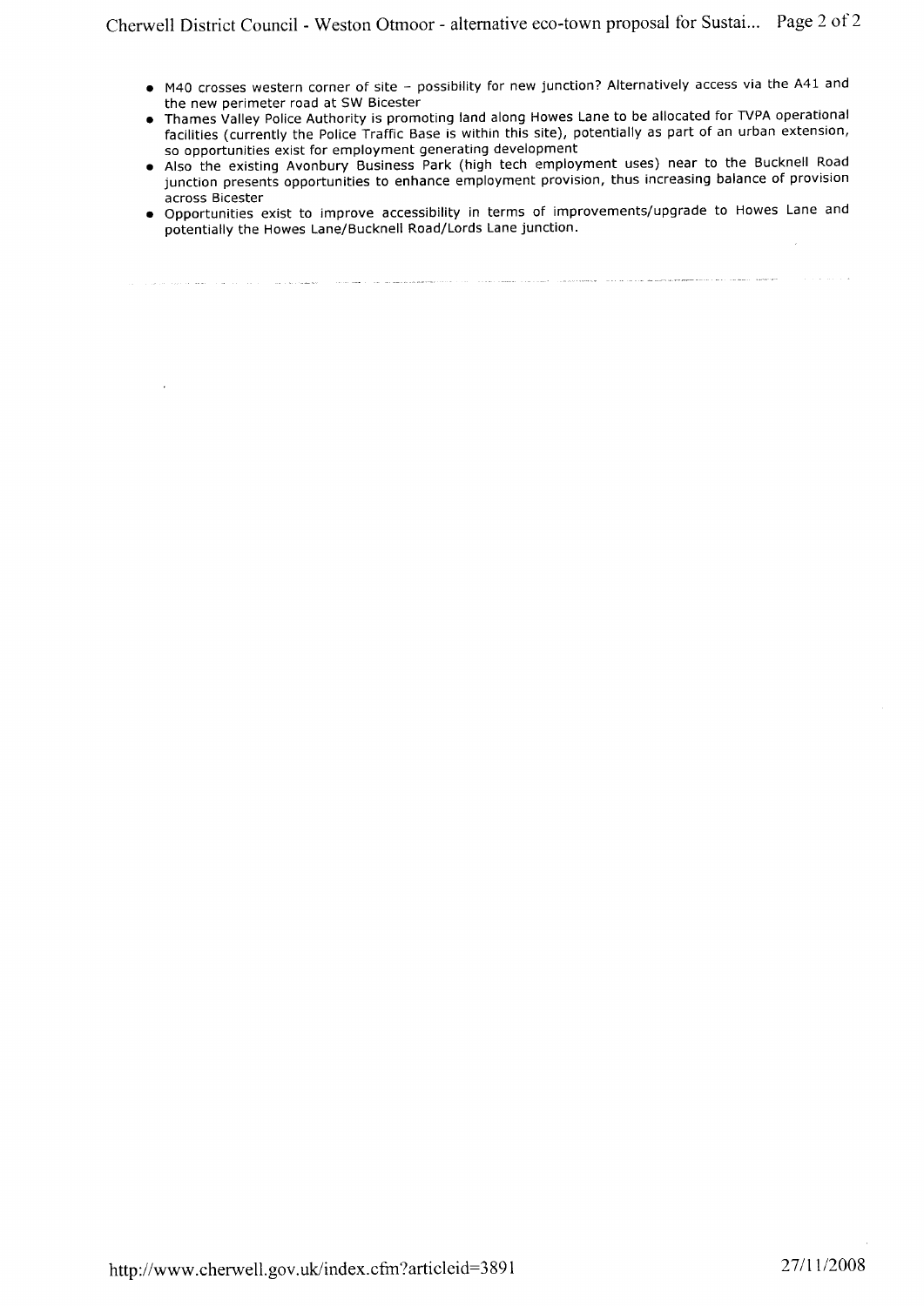- M40 crosses western corner of site – possibility for new junction? Alternatively access via the A41 and the new perimeter road at SW Bicester
- Thames Valley Police Authority is promoting land along Howes Lane to be allocated for TVPA operational facilities (currently the Police Traffic Base is within this site), potentially as part of an urban extension, so opportunities exist for employment generating development
- Also the existing Avonbury Business Park (high tech employment uses) near to the Bucknell Road junction presents opportunities to enhance employment provision, thus increasing balance of provision across Bicester
- Opportunities exist to improve accessibility in terms of improvements/upgrade to Howes Lane and potentially the Howes Lane/Bucknell Road/Lords Lane junction.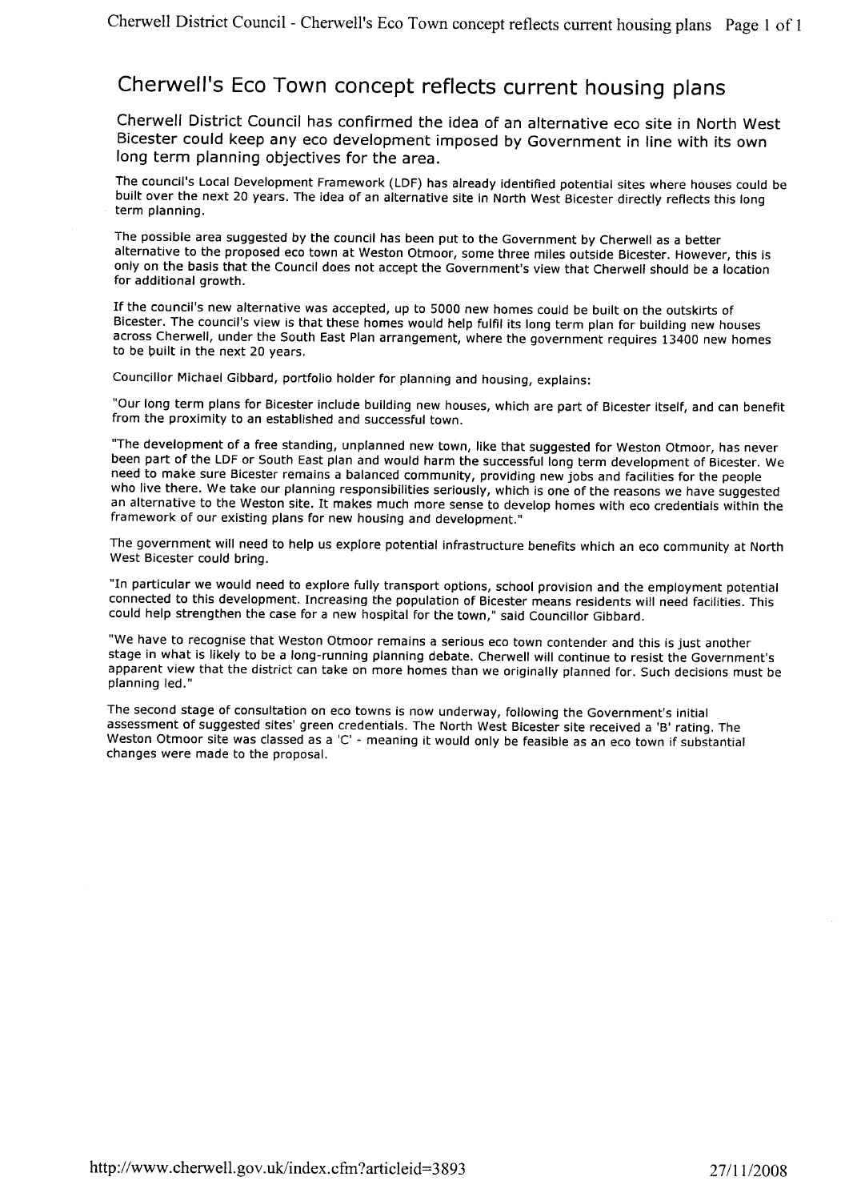# Cherwell's Eco Town concept reflects current housing plans

## Cherwell District Council has confirmed the idea of an alternative eco site in North West Bicester could keep any eco development imposed by Government in line with its own long term planning objectives for the area.

The council's Local Development Framework (LDF) has already identified potential sites where houses could be built over the next 20 years. The idea of an alternative site in North West Bicester directly reflects this long term planning.

The possible area suggested by the council has been put to the Government by Cherwell as a better alternative to the proposed eco town at Weston Otmoor, some three miles outside Bicester. However, this is only on the basis that the Council does not accept the Government's view that Cherwell should be a location for additional growth.

If the council's new alternative was accepted, up to 5000 new homes could be built on the outskirts of Bicester. The council's view is that these homes would help fulfil its long term plan for building new houses across Cherwell, under the South East Plan arrangement, where the government requires 13400 new homes to be built in the next 20 years.

Councillor Michael Gibbard, portfolio holder for planning and housing, explains:

"Our long term plans for Bicester include building new houses, which are part of Bicester itself, and can benefit from the proximity to an established and successful town.

"The development of a free standing, unplanned new town, like that suggested for Weston Otmoor, has never been part of the LDF or South East plan and would harm the successful long term development of Bicester. We need to make sure Bicester remains a balanced community, providing new jobs and facilities for the people who live there. We take our planning responsibilities seriously, which is one of the reasons we have suggested an alternative to the Weston site. It makes much more sense to develop homes with eco credentials within the framework of our existing plans for new housing and development."

The government will need to help us explore potential infrastructure benefits which an eco community at North West Bicester could bring.

"In particular we would need to explore fully transport options, school provision and the employment potential connected to this development. Increasing the population of Bicester means residents will need facilities. This could help strengthen the case for a new hospital for the town," said Councillor Gibbard.

"We have to recognise that Weston Otmoor remains a serious eco town contender and this is just another stage in what is likely to be a long-running planning debate. Cherwell will continue to resist the Government's apparent view that the district can take on more homes than we originally planned for. Such decisions must be planning led."

The second stage of consultation on eco towns is now underway, following the Government's initial assessment of suggested sites' green credentials. The North West Bicester site received a 'B' rating. The Weston Otmoor site was classed as a 'C' - meaning it would only be feasible as an eco town if substantial changes were made to the proposal.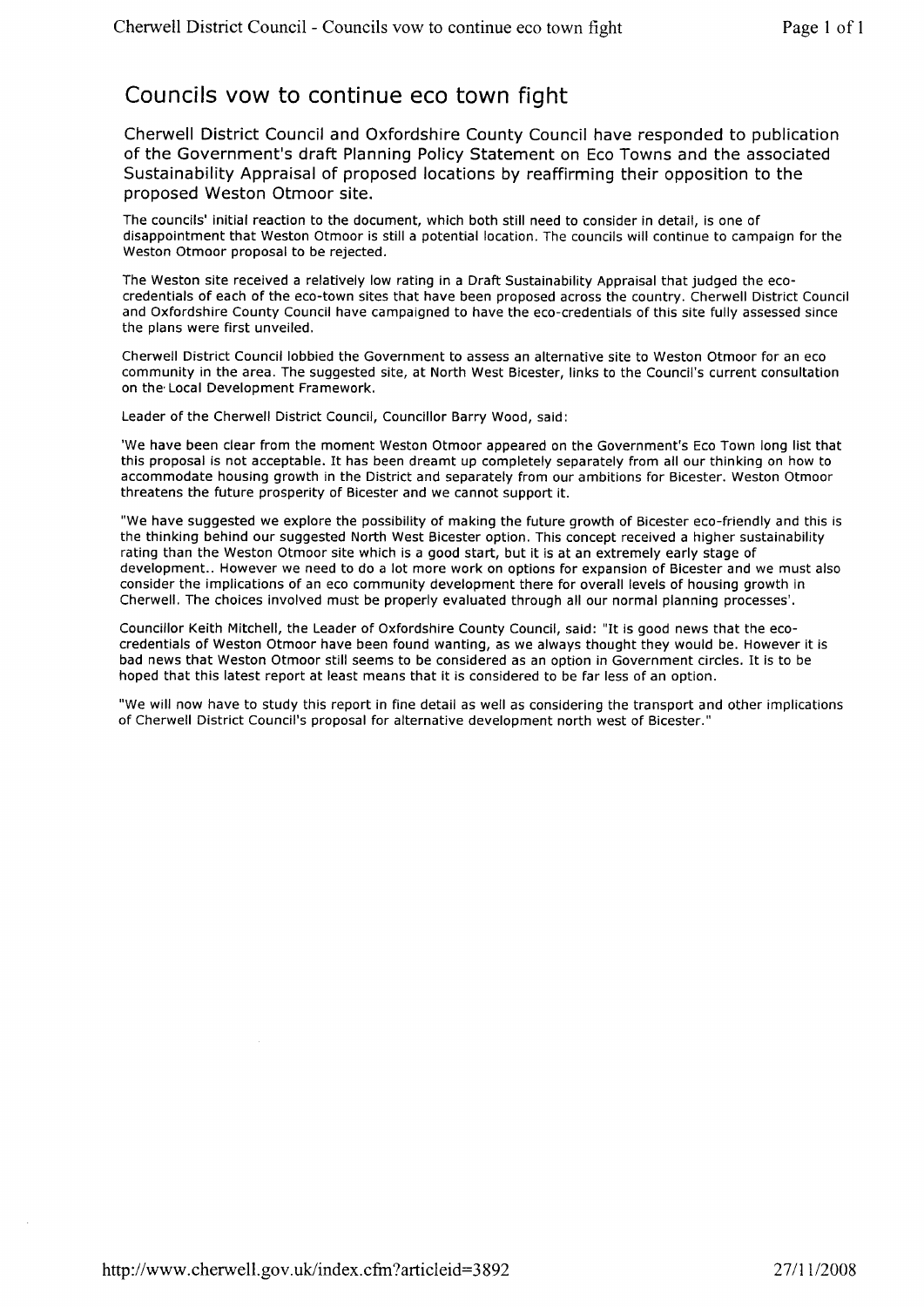# Councils vow to continue eco town fight

**Cherwell District Council and Oxfordshire County Council have responded to publication of the Government's draft Planning Policy Statement on Eco Towns and the associated Sustainability Appraisal of proposed locations by reaffirming their opposition to the proposed Weston Otmoor site.**

The councils' initial reaction to the document, which both still need to consider in detail, is one of disappointment that Weston Otmoor is still a potential location. The councils will continue to campaign for the Weston Otmoor proposal to be rejected.

The Weston site received a relatively low rating in a Draft Sustainability Appraisal that judged the eco-credentials of each of the eco-town sites that have been proposed across the country. Cherwell District Council and Oxfordshire County Council have campaigned to have the eco-credentials of this site fully assessed since the plans were first unveiled.

Cherwell District Council lobbied the Government to assess an alternative site to Weston Otmoor for an eco community in the area. The suggested site, at North West Bicester, links to the Council's current consultation on the Local Development Framework.

Leader of the Cherwell District Council, Councillor Barry Wood, said:

'We have been clear from the moment Weston Otmoor appeared on the Government's Eco Town long list that this proposal is not acceptable. It has been dreamt up completely separately from all our thinking on how to accommodate housing growth in the District and separately from our ambitions for Bicester. Weston Otmoor threatens the future prosperity of Bicester and we cannot support it.

"We have suggested we explore the possibility of making the future growth of Bicester eco-friendly and this is the thinking behind our suggested North West Bicester option. This concept received a higher sustainability rating than the Weston Otmoor site which is a good start, but it is at an extremely early stage of development.. However we need to do a lot more work on options for expansion of Bicester and we must also consider the implications of an eco community development there for overall levels of housing growth in Cherwell. The choices involved must be properly evaluated through all our normal planning processes'.

Councillor Keith Mitchell, the Leader of Oxfordshire County Council, said: "It is good news that the eco-credentials of Weston Otmoor have been found wanting, as we always thought they would be. However it is bad news that Weston Otmoor still seems to be considered as an option in Government circles. It is to be hoped that this latest report at least means that it is considered to be far less of an option.

"We will now have to study this report in fine detail as well as considering the transport and other implications of Cherwell District Council's proposal for alternative development north west of Bicester."